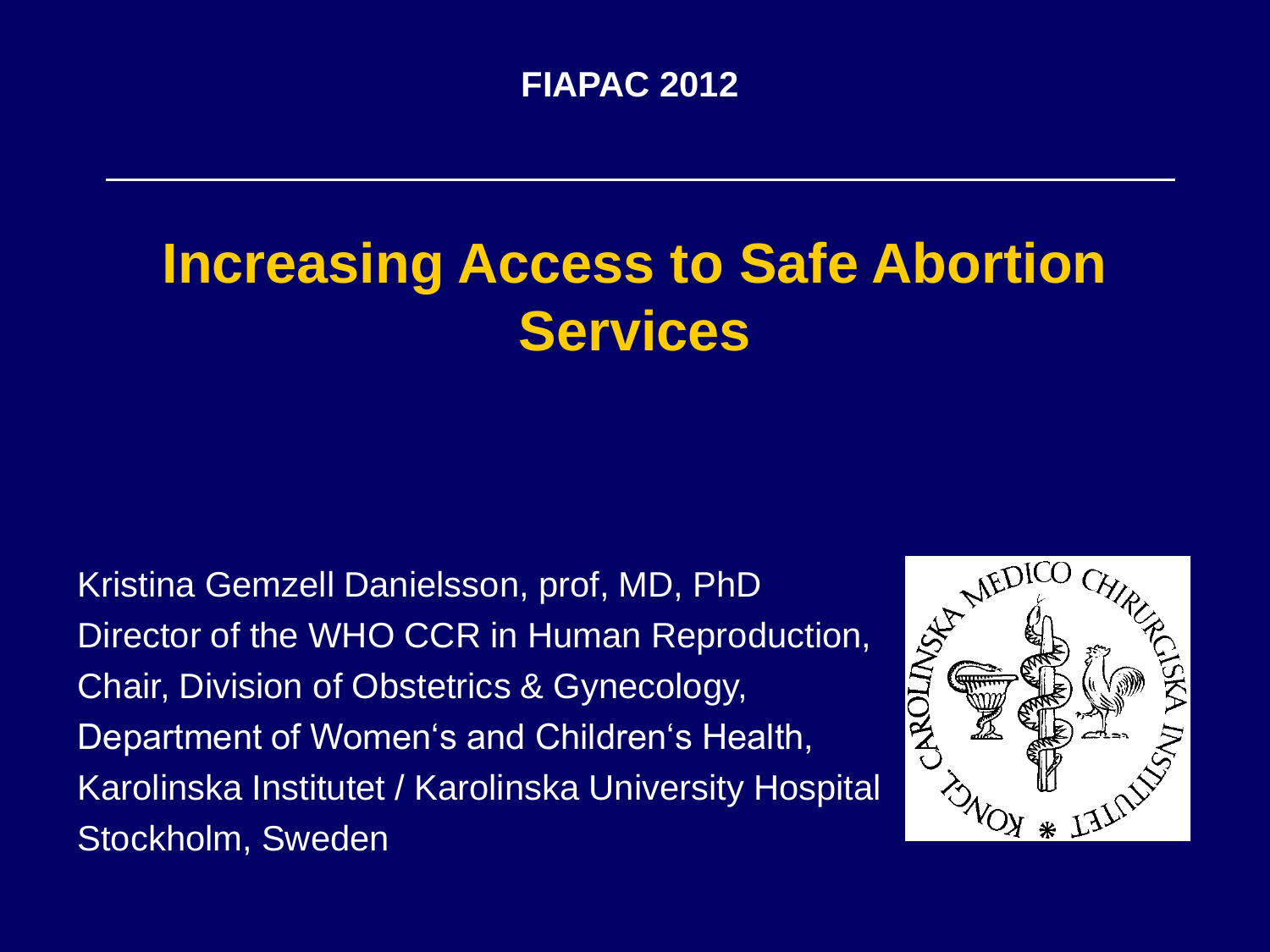FIAPAC 2012

# Increasing Access to Safe Abortion Services

Kristina Gemzell Danielsson, prof, MD, PhD
Director of the WHO CCR in Human Reproduction,
Chair, Division of Obstetrics & Gynecology,
Department of Women's and Children's Health,
Karolinska Institutet / Karolinska University Hospital
Stockholm, Sweden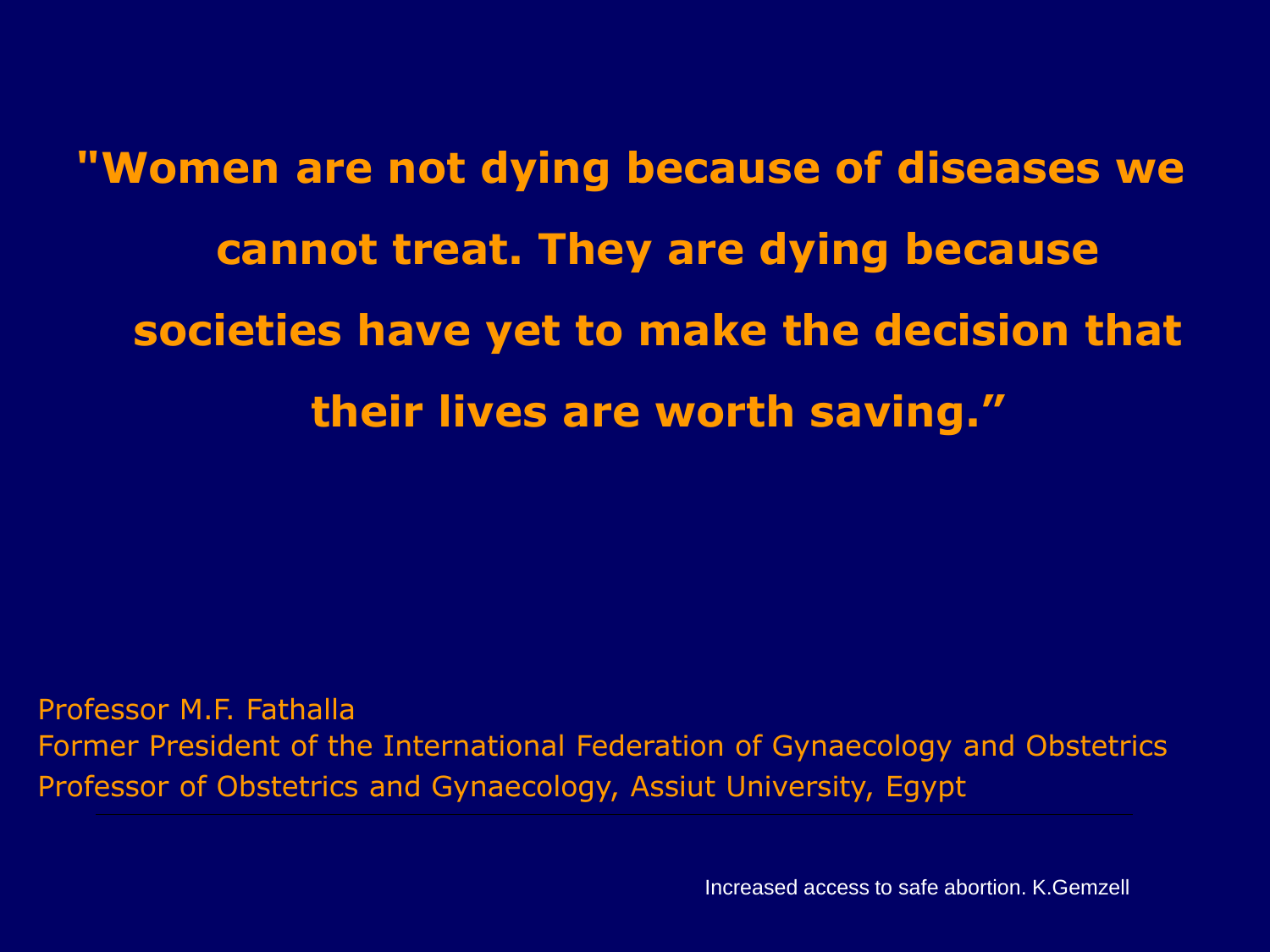**"Women are not dying because of diseases we cannot treat. They are dying because societies have yet to make the decision that their lives are worth saving."**

Professor M.F. Fathalla
Former President of the International Federation of Gynaecology and Obstetrics
Professor of Obstetrics and Gynaecology, Assiut University, Egypt

Increased access to safe abortion. K.Gemzell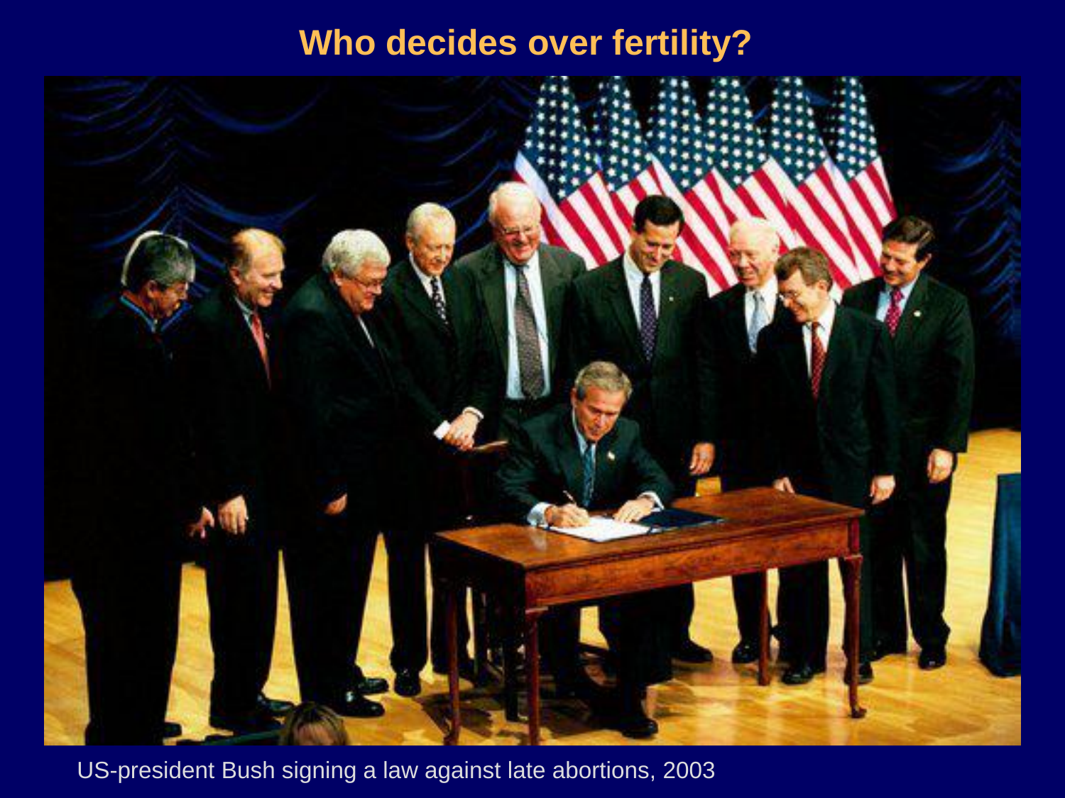## Who decides over fertility?

US-president Bush signing a law against late abortions, 2003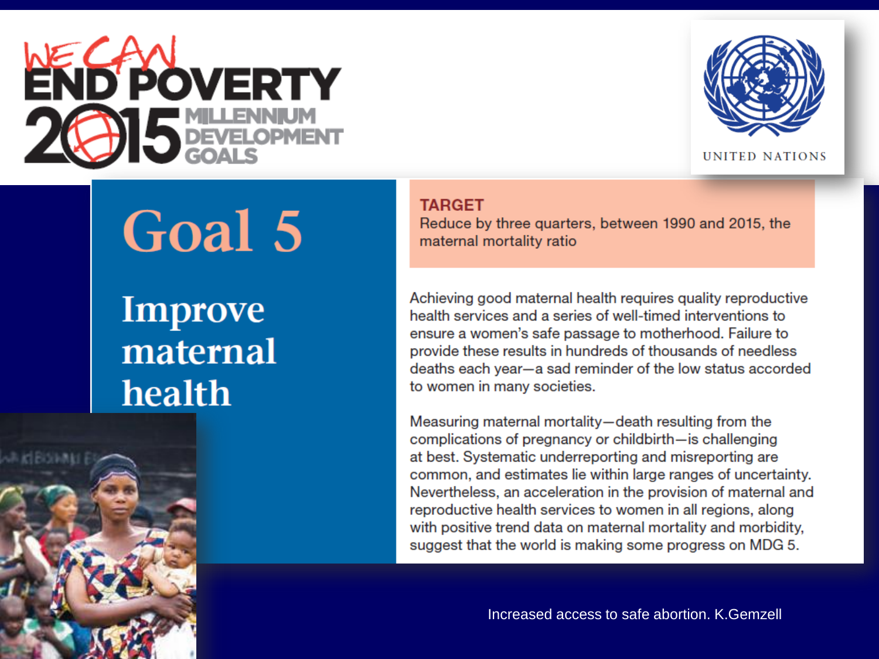WE CAN END POVERTY 2015 MILLENNIUM DEVELOPMENT GOALS

UNITED NATIONS

# Goal 5

## Improve maternal health

**TARGET**
Reduce by three quarters, between 1990 and 2015, the maternal mortality ratio

Achieving good maternal health requires quality reproductive health services and a series of well-timed interventions to ensure a women's safe passage to motherhood. Failure to provide these results in hundreds of thousands of needless deaths each year—a sad reminder of the low status accorded to women in many societies.

Measuring maternal mortality—death resulting from the complications of pregnancy or childbirth—is challenging at best. Systematic underreporting and misreporting are common, and estimates lie within large ranges of uncertainty. Nevertheless, an acceleration in the provision of maternal and reproductive health services to women in all regions, along with positive trend data on maternal mortality and morbidity, suggest that the world is making some progress on MDG 5.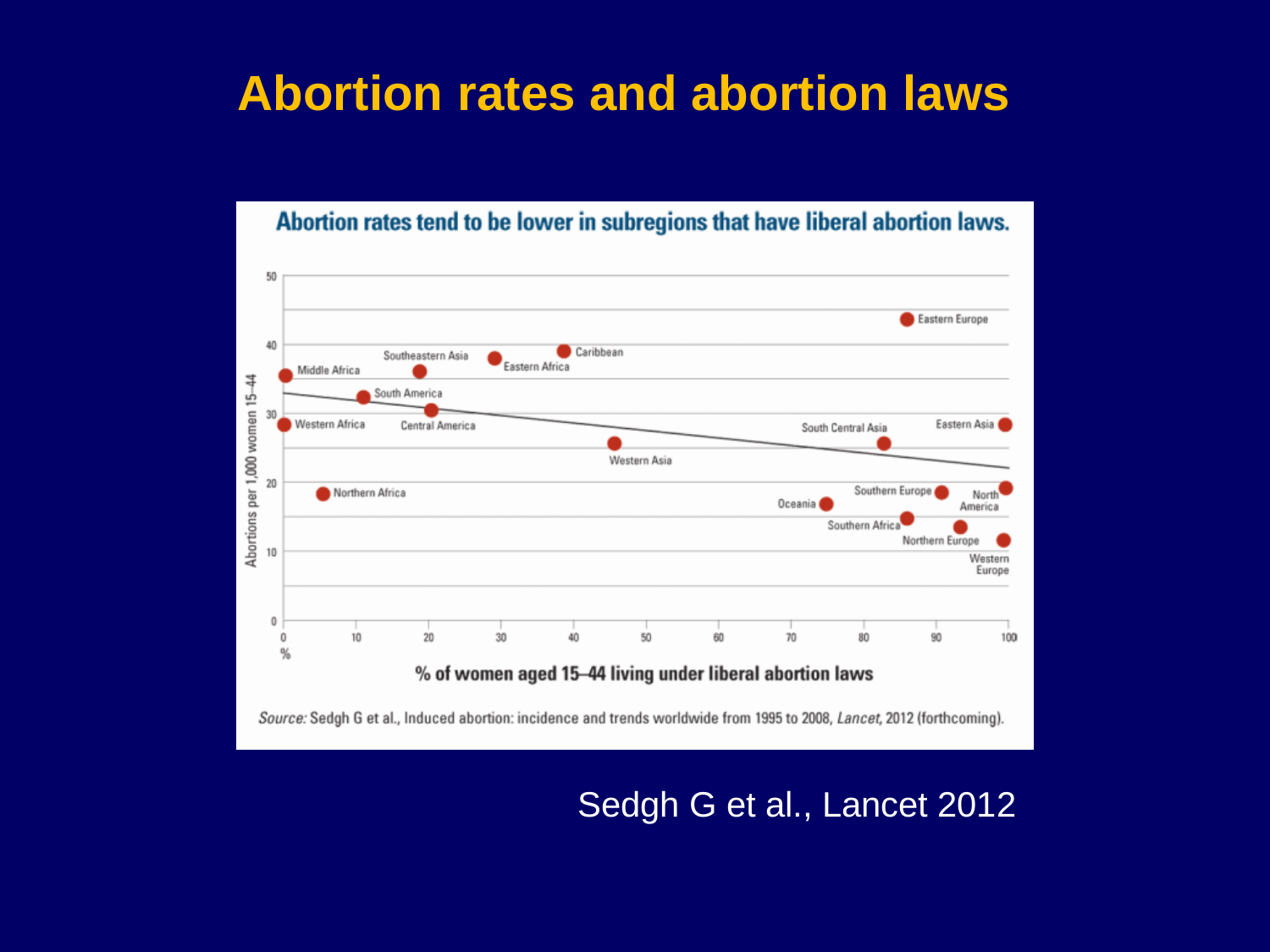# Abortion rates and abortion laws

**Abortion rates tend to be lower in subregions that have liberal abortion laws.**

Abortions per 1,000 women 15–44

% of women aged 15–44 living under liberal abortion laws

| Subregion |
|---|
| Eastern Europe |
| Caribbean |
| Southeastern Asia |
| Eastern Africa |
| Middle Africa |
| South America |
| Central America |
| Western Africa |
| South Central Asia |
| Eastern Asia |
| Western Asia |
| Northern Africa |
| Southern Europe |
| North America |
| Oceania |
| Southern Africa |
| Northern Europe |
| Western Europe |

*Source:* Sedgh G et al., Induced abortion: incidence and trends worldwide from 1995 to 2008, *Lancet*, 2012 (forthcoming).

Sedgh G et al., Lancet 2012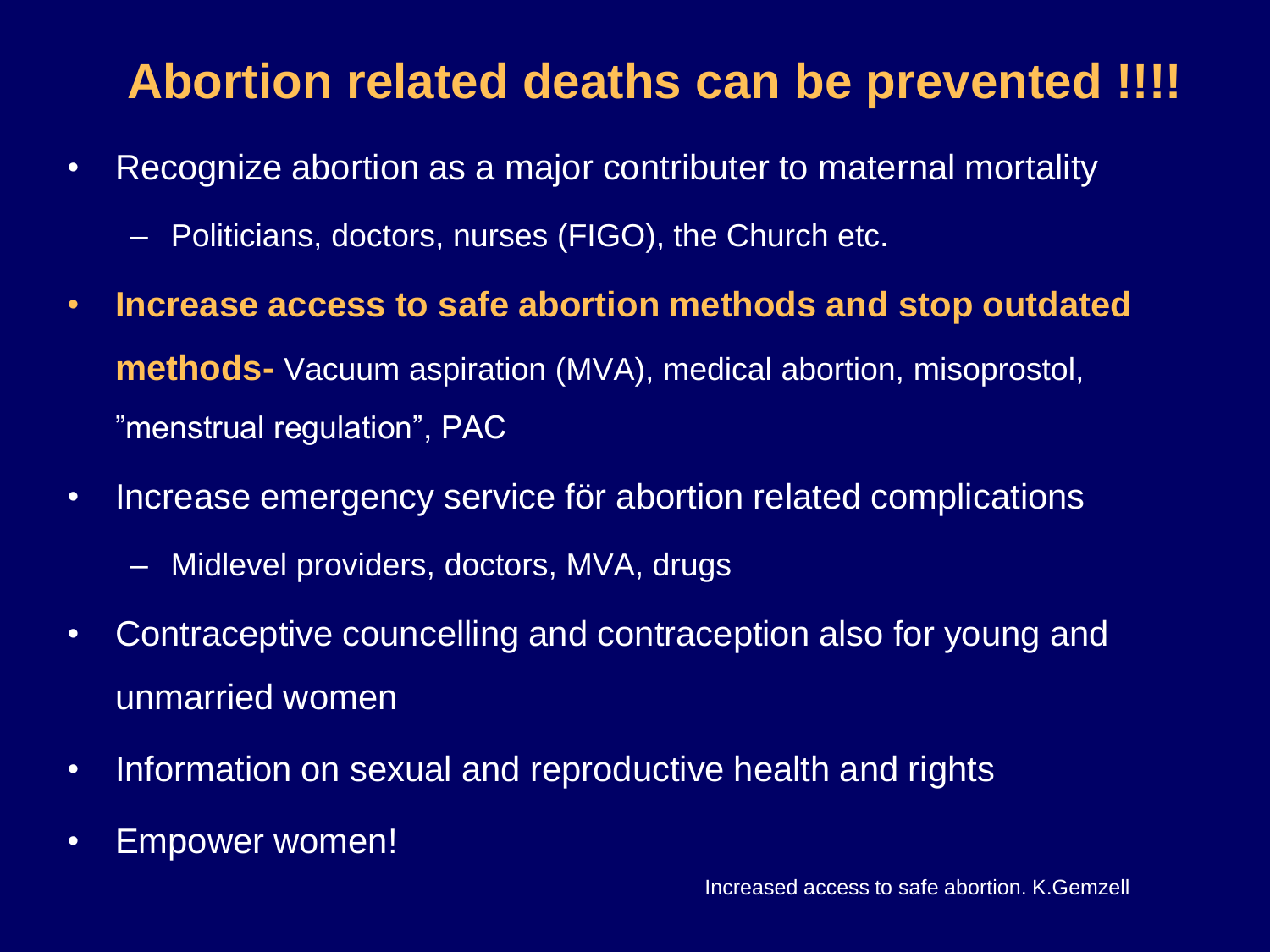# Abortion related deaths can be prevented !!!!

- Recognize abortion as a major contributer to maternal mortality
  - Politicians, doctors, nurses (FIGO), the Church etc.
- **Increase access to safe abortion methods and stop outdated methods-** Vacuum aspiration (MVA), medical abortion, misoprostol, ”menstrual regulation”, PAC
- Increase emergency service för abortion related complications
  - Midlevel providers, doctors, MVA, drugs
- Contraceptive councelling and contraception also for young and unmarried women
- Information on sexual and reproductive health and rights
- Empower women!

Increased access to safe abortion. K.Gemzell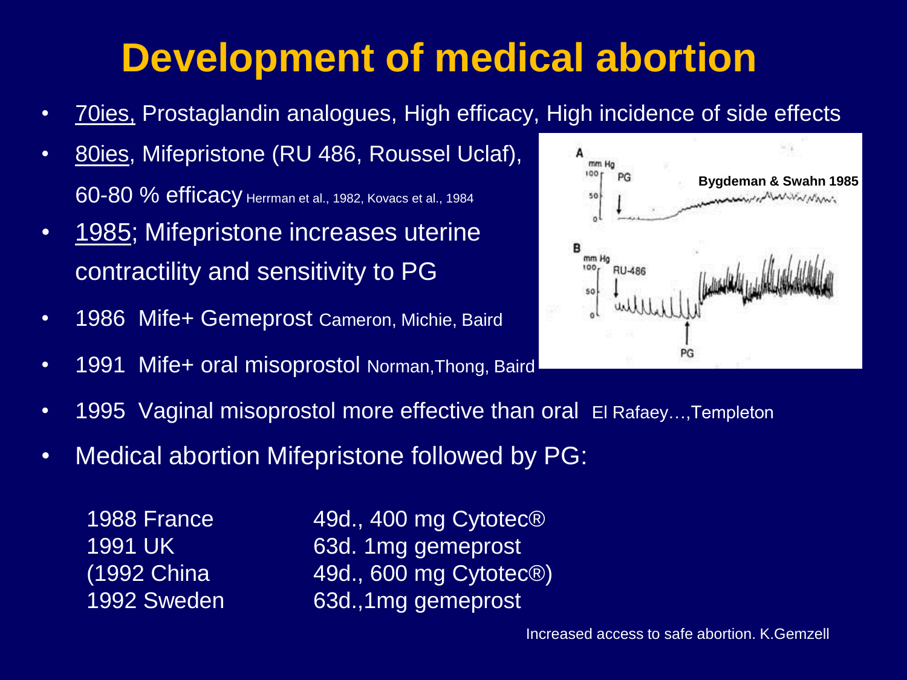# Development of medical abortion

- 70ies, Prostaglandin analogues, High efficacy, High incidence of side effects
- 80ies, Mifepristone (RU 486, Roussel Uclaf), 60-80 % efficacy Herrman et al., 1982, Kovacs et al., 1984
- 1985; Mifepristone increases uterine contractility and sensitivity to PG
- 1986 Mife+ Gemeprost Cameron, Michie, Baird
- 1991 Mife+ oral misoprostol Norman,Thong, Baird
- 1995 Vaginal misoprostol more effective than oral El Rafaey…,Templeton
- Medical abortion Mifepristone followed by PG:

| | |
|---|---|
| 1988 France | 49d., 400 mg Cytotec® |
| 1991 UK | 63d. 1mg gemeprost |
| (1992 China | 49d., 600 mg Cytotec®) |
| 1992 Sweden | 63d.,1mg gemeprost |

Bygdeman & Swahn 1985

Increased access to safe abortion. K.Gemzell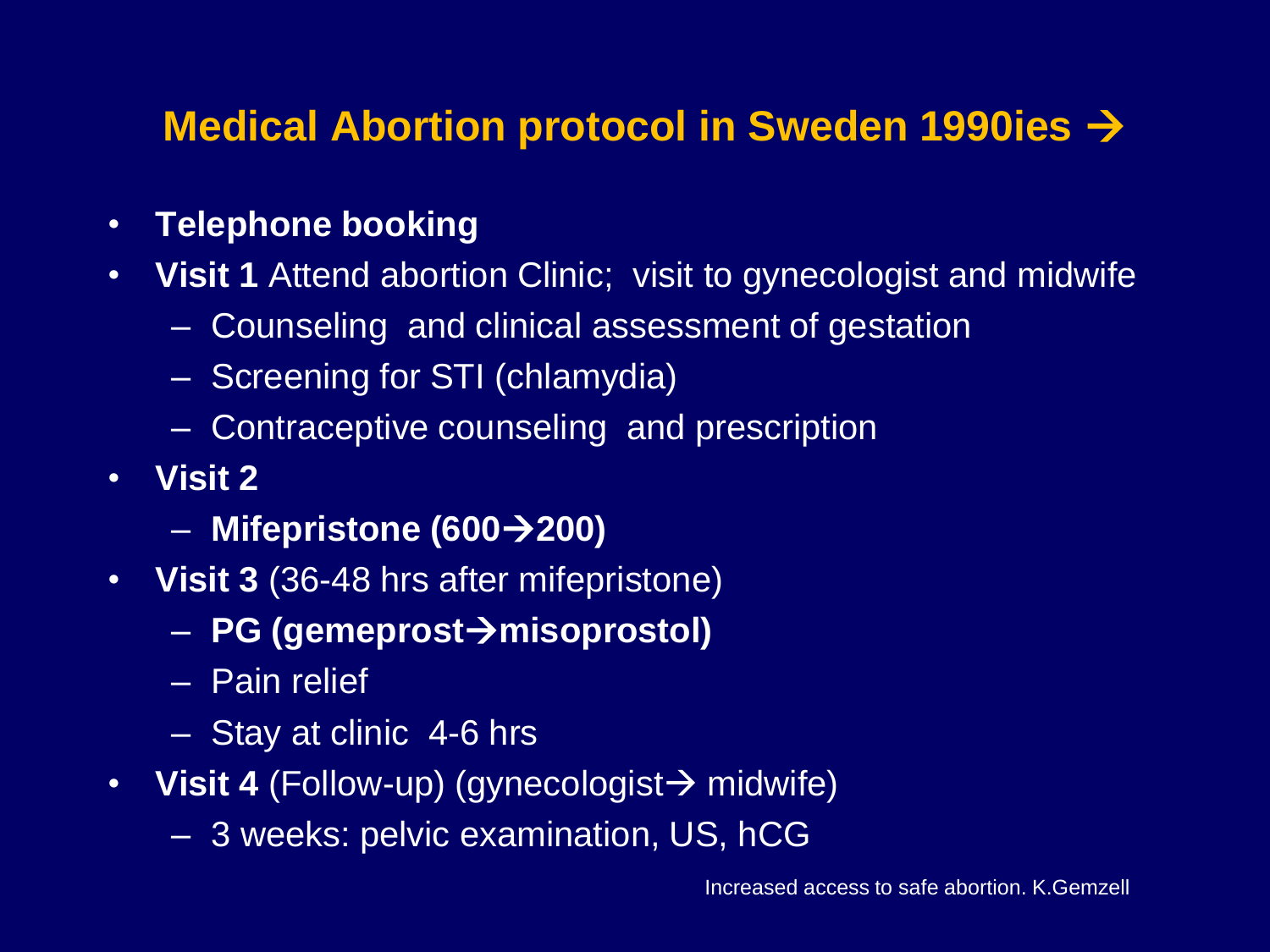# Medical Abortion protocol in Sweden 1990ies →

- **Telephone booking**
- **Visit 1** Attend abortion Clinic; visit to gynecologist and midwife
  - Counseling and clinical assessment of gestation
  - Screening for STI (chlamydia)
  - Contraceptive counseling and prescription
- **Visit 2**
  - **Mifepristone (600→200)**
- **Visit 3** (36-48 hrs after mifepristone)
  - **PG (gemeprost→misoprostol)**
  - Pain relief
  - Stay at clinic 4-6 hrs
- **Visit 4** (Follow-up) (gynecologist→ midwife)
  - 3 weeks: pelvic examination, US, hCG

Increased access to safe abortion. K.Gemzell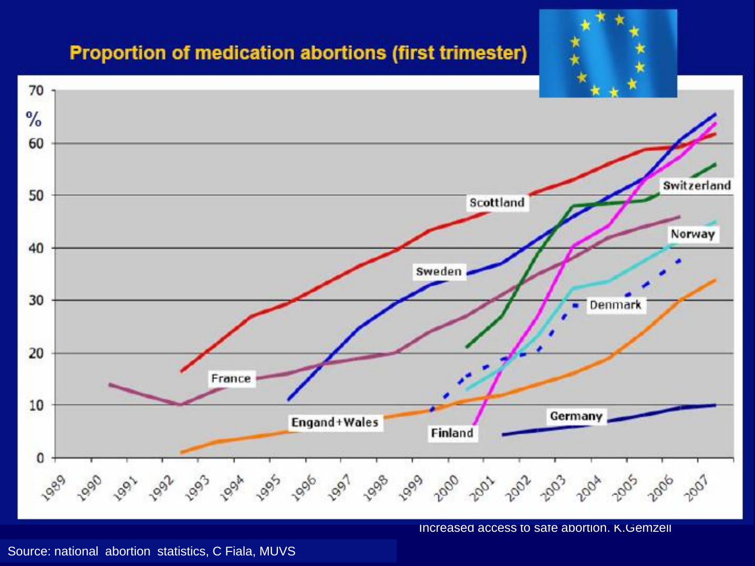## Proportion of medication abortions (first trimester)

Increased access to safe abortion. K.Gemzell

Source: national abortion statistics, C Fiala, MUVS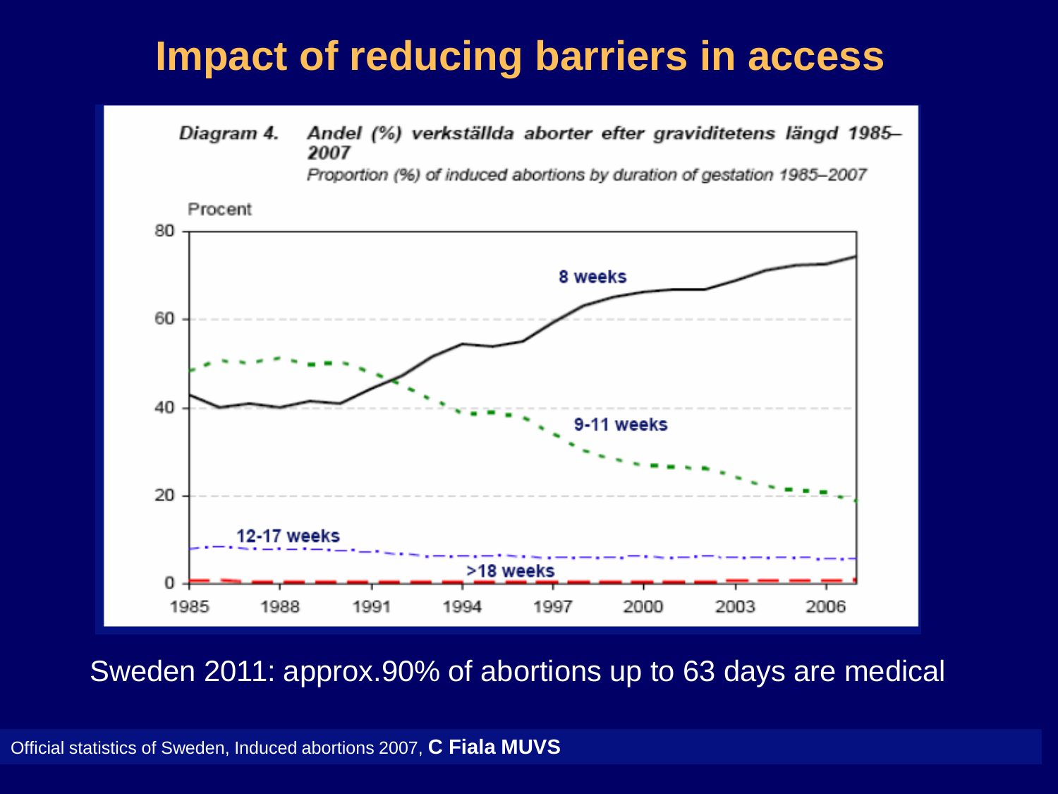# Impact of reducing barriers in access

*Diagram 4.* ***Andel (%) verkställda aborter efter graviditetens längd 1985–2007***

*Proportion (%) of induced abortions by duration of gestation 1985–2007*

Procent

8 weeks

9-11 weeks

12-17 weeks

>18 weeks

Sweden 2011: approx.90% of abortions up to 63 days are medical

Official statistics of Sweden, Induced abortions 2007, **C Fiala MUVS**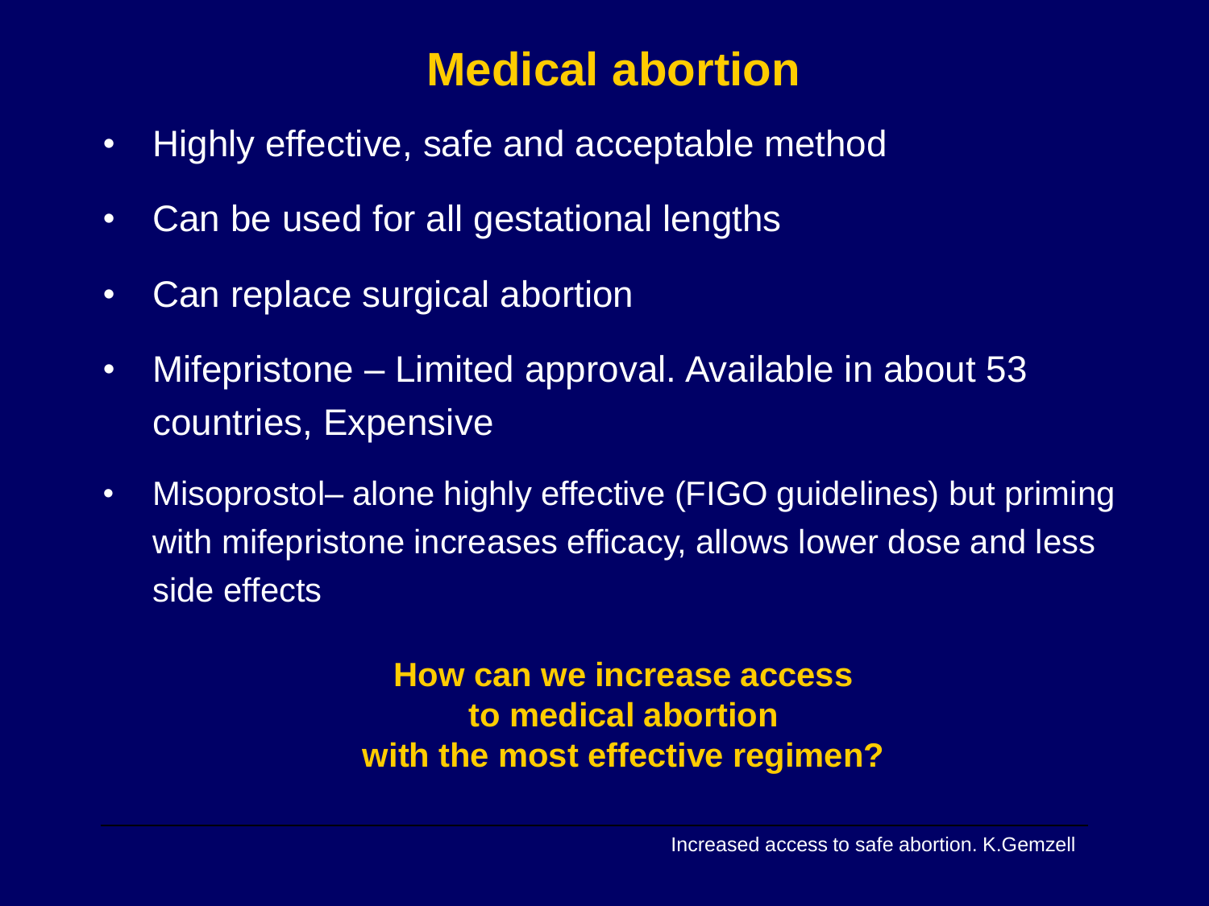# Medical abortion

- Highly effective, safe and acceptable method
- Can be used for all gestational lengths
- Can replace surgical abortion
- Mifepristone – Limited approval. Available in about 53 countries, Expensive
- Misoprostol– alone highly effective (FIGO guidelines) but priming with mifepristone increases efficacy, allows lower dose and less side effects

**How can we increase access to medical abortion with the most effective regimen?**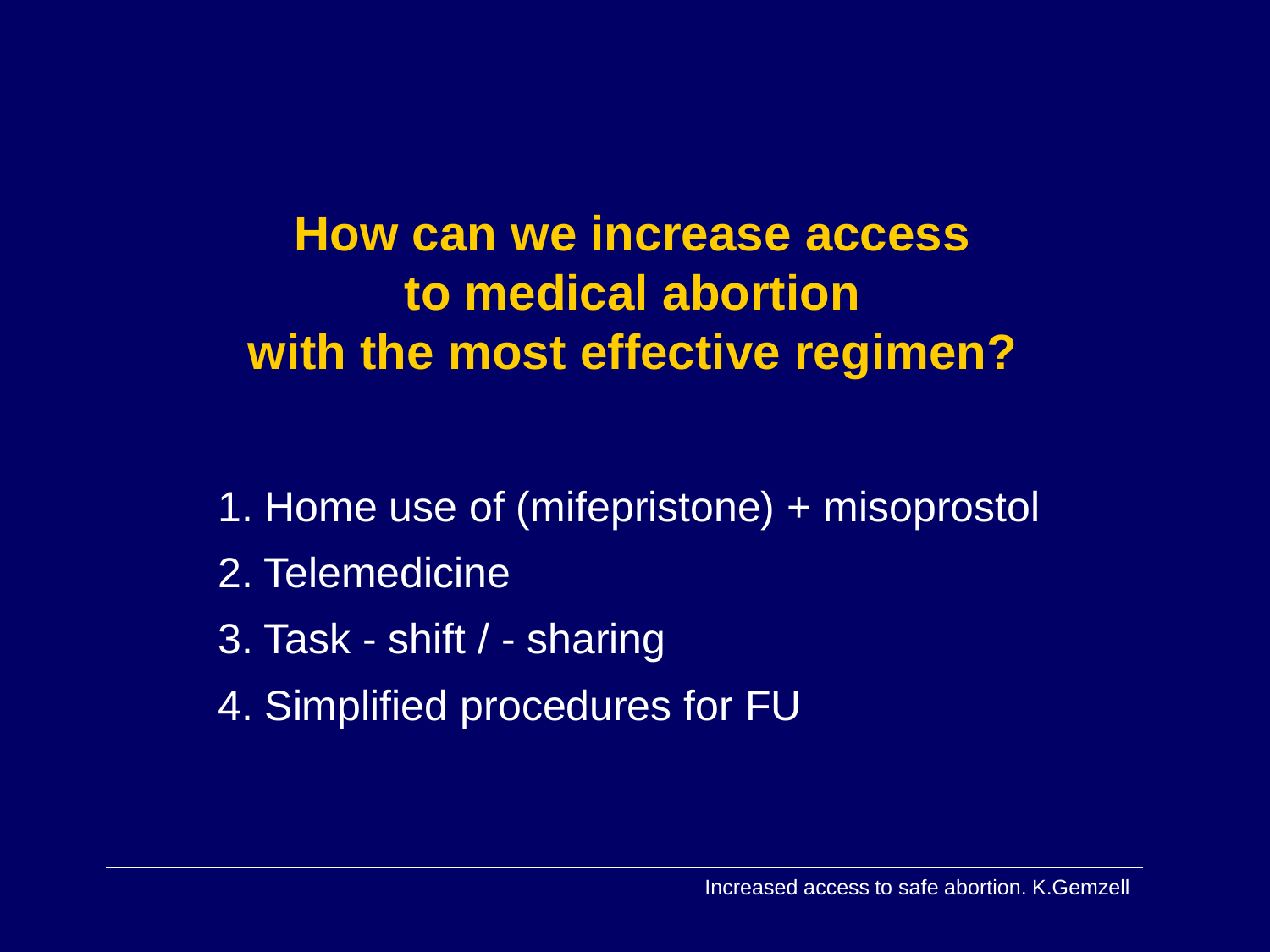# How can we increase access to medical abortion with the most effective regimen?

1. Home use of (mifepristone) + misoprostol
2. Telemedicine
3. Task - shift / - sharing
4. Simplified procedures for FU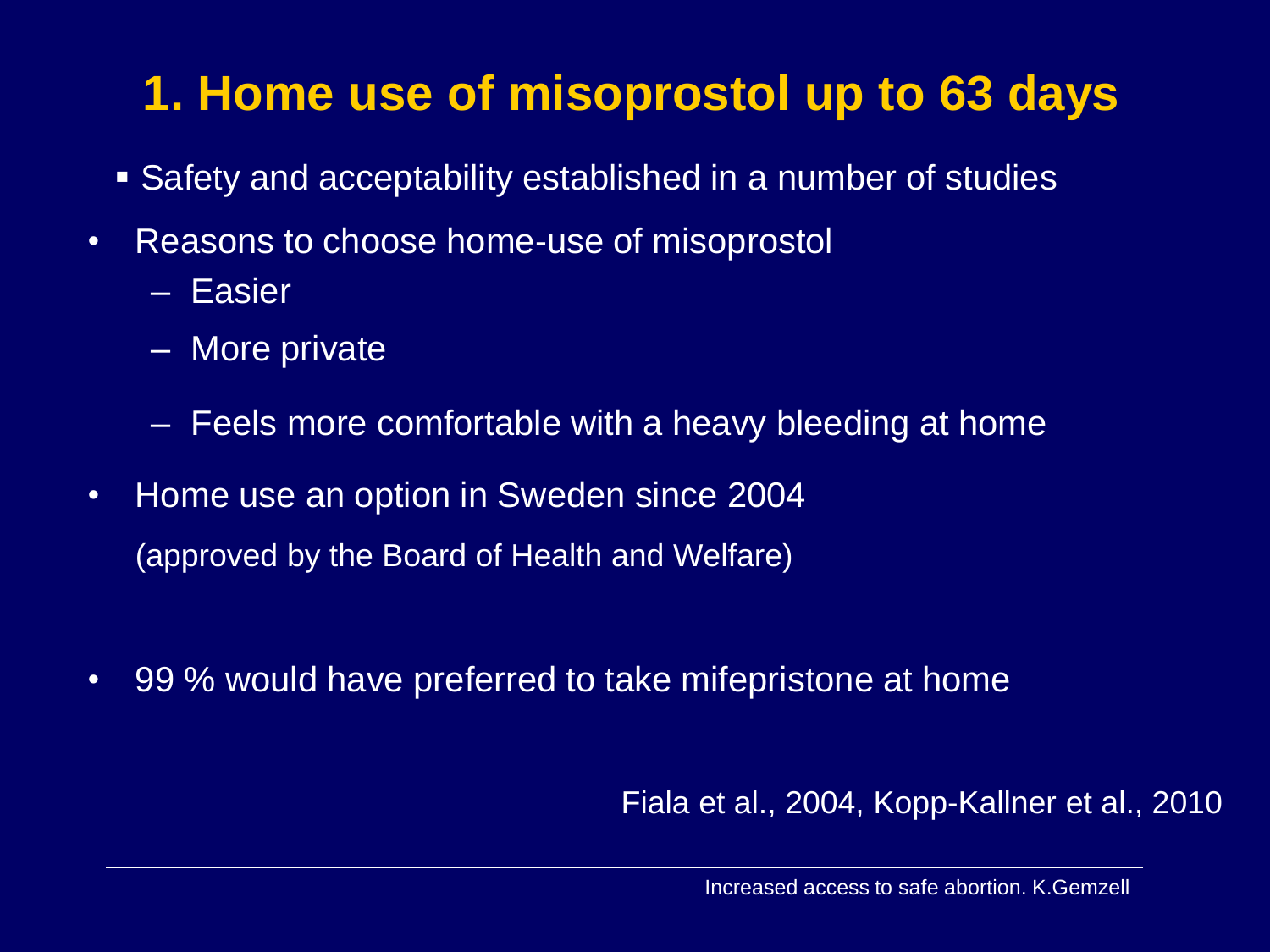# 1. Home use of misoprostol up to 63 days

- Safety and acceptability established in a number of studies

- Reasons to choose home-use of misoprostol
  - Easier
  - More private
  - Feels more comfortable with a heavy bleeding at home
- Home use an option in Sweden since 2004

  (approved by the Board of Health and Welfare)

- 99 % would have preferred to take mifepristone at home

Fiala et al., 2004, Kopp-Kallner et al., 2010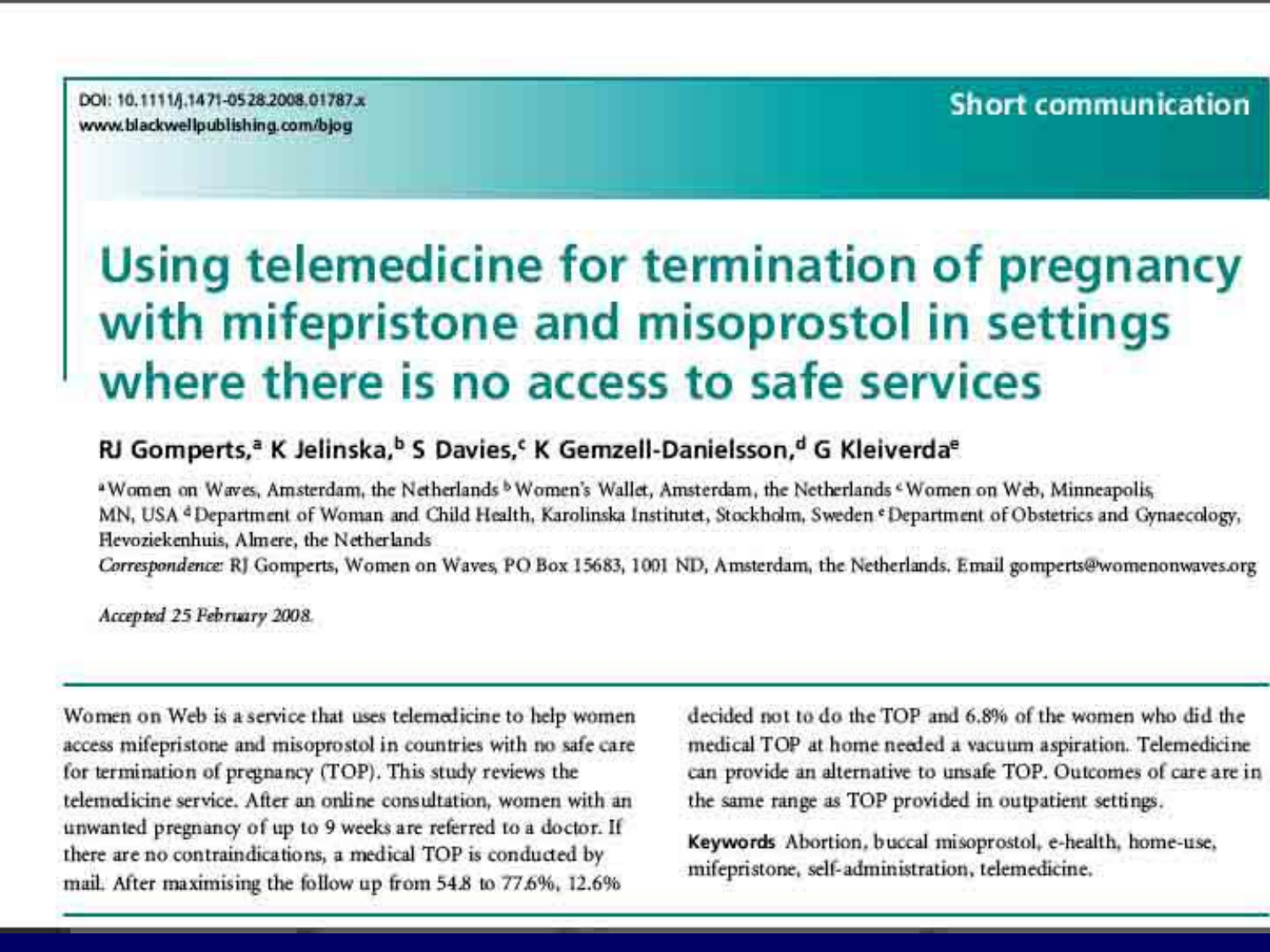DOI: 10.1111/j.1471-0528.2008.01787.x
www.blackwellpublishing.com/bjog

**Short communication**

# Using telemedicine for termination of pregnancy with mifepristone and misoprostol in settings where there is no access to safe services

**RJ Gomperts,[a] K Jelinska,[b] S Davies,[c] K Gemzell-Danielsson,[d] G Kleiverda[e]**

[a] Women on Waves, Amsterdam, the Netherlands [b] Women's Wallet, Amsterdam, the Netherlands [c] Women on Web, Minneapolis, MN, USA [d] Department of Woman and Child Health, Karolinska Institutet, Stockholm, Sweden [e] Department of Obstetrics and Gynaecology, Flevoziekenhuis, Almere, the Netherlands

*Correspondence:* RJ Gomperts, Women on Waves, PO Box 15683, 1001 ND, Amsterdam, the Netherlands. Email gomperts@womenonwaves.org

*Accepted 25 February 2008.*

Women on Web is a service that uses telemedicine to help women access mifepristone and misoprostol in countries with no safe care for termination of pregnancy (TOP). This study reviews the telemedicine service. After an online consultation, women with an unwanted pregnancy of up to 9 weeks are referred to a doctor. If there are no contraindications, a medical TOP is conducted by mail. After maximising the follow up from 54.8 to 77.6%, 12.6% decided not to do the TOP and 6.8% of the women who did the medical TOP at home needed a vacuum aspiration. Telemedicine can provide an alternative to unsafe TOP. Outcomes of care are in the same range as TOP provided in outpatient settings.

**Keywords** Abortion, buccal misoprostol, e-health, home-use, mifepristone, self-administration, telemedicine.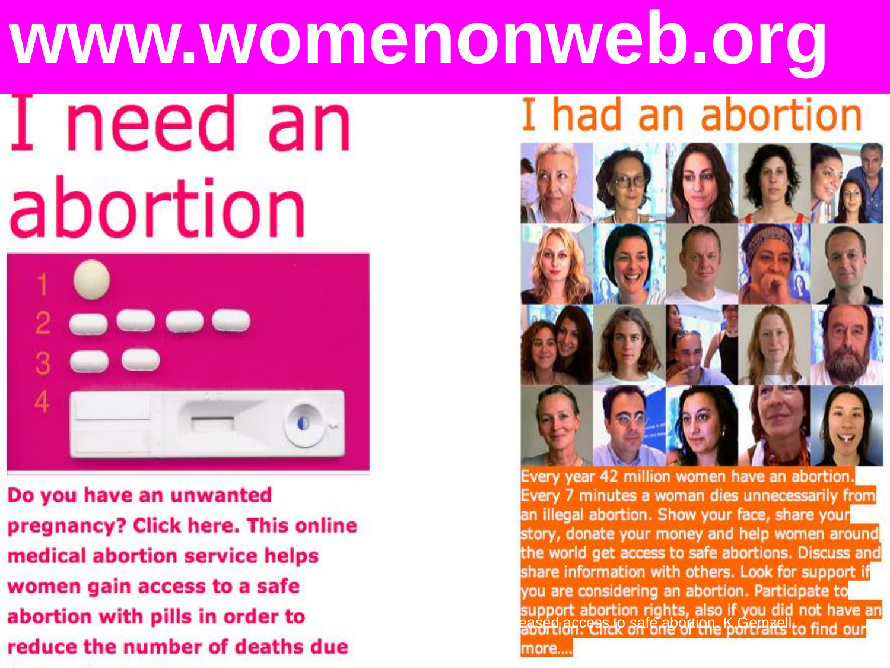# www.womenonweb.org

## I need an abortion

1
2
3
4

**Do you have an unwanted pregnancy? Click here. This online medical abortion service helps women gain access to a safe abortion with pills in order to reduce the number of deaths due**

## I had an abortion

Every year 42 million women have an abortion. Every 7 minutes a woman dies unnecessarily from an illegal abortion. Show your face, share your story, donate your money and help women around the world get access to safe abortions. Discuss and share information with others. Look for support if you are considering an abortion. Participate to support abortion rights, also if you did not have an abortion. Click on one of the portraits to find out more...

eased access to safe abortion. K.Gemzell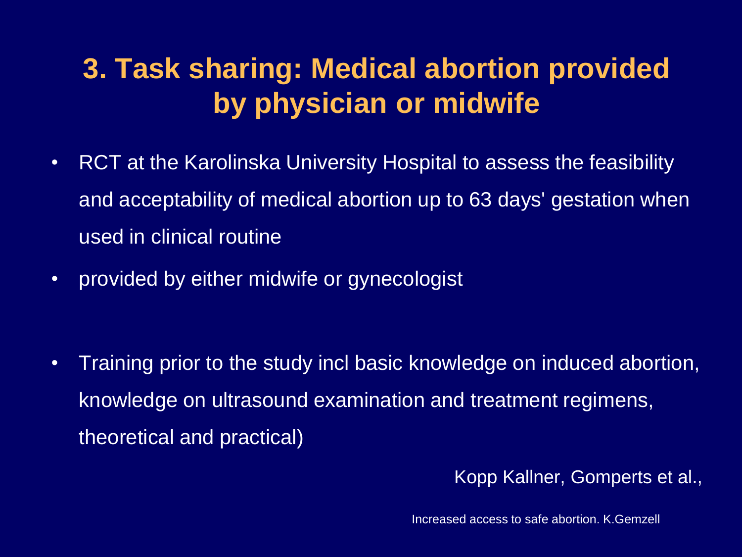# 3. Task sharing: Medical abortion provided by physician or midwife

- RCT at the Karolinska University Hospital to assess the feasibility and acceptability of medical abortion up to 63 days' gestation when used in clinical routine
- provided by either midwife or gynecologist

- Training prior to the study incl basic knowledge on induced abortion, knowledge on ultrasound examination and treatment regimens, theoretical and practical)

Kopp Kallner, Gomperts et al.,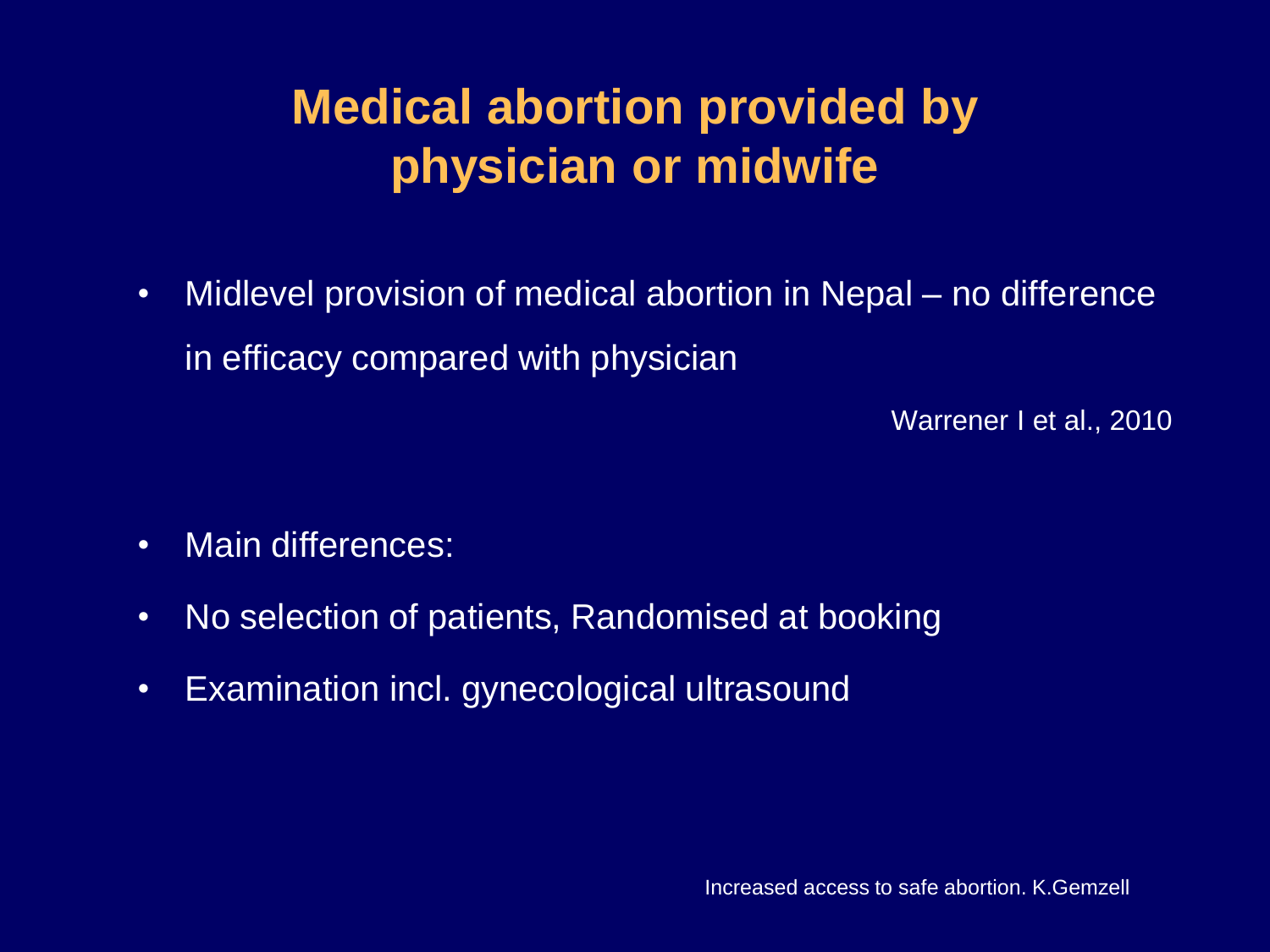# Medical abortion provided by physician or midwife

- Midlevel provision of medical abortion in Nepal – no difference in efficacy compared with physician

Warrener I et al., 2010

- Main differences:
- No selection of patients, Randomised at booking
- Examination incl. gynecological ultrasound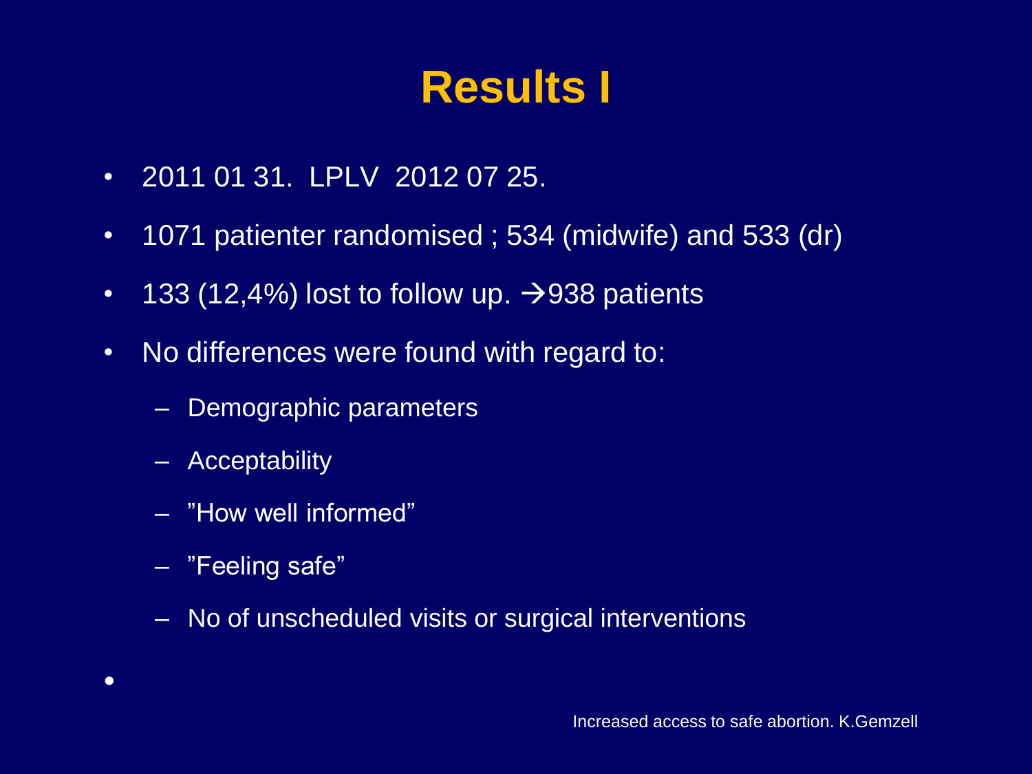# Results I

- 2011 01 31. LPLV 2012 07 25.
- 1071 patienter randomised ; 534 (midwife) and 533 (dr)
- 133 (12,4%) lost to follow up. →938 patients
- No differences were found with regard to:
  - Demographic parameters
  - Acceptability
  - ”How well informed”
  - ”Feeling safe”
  - No of unscheduled visits or surgical interventions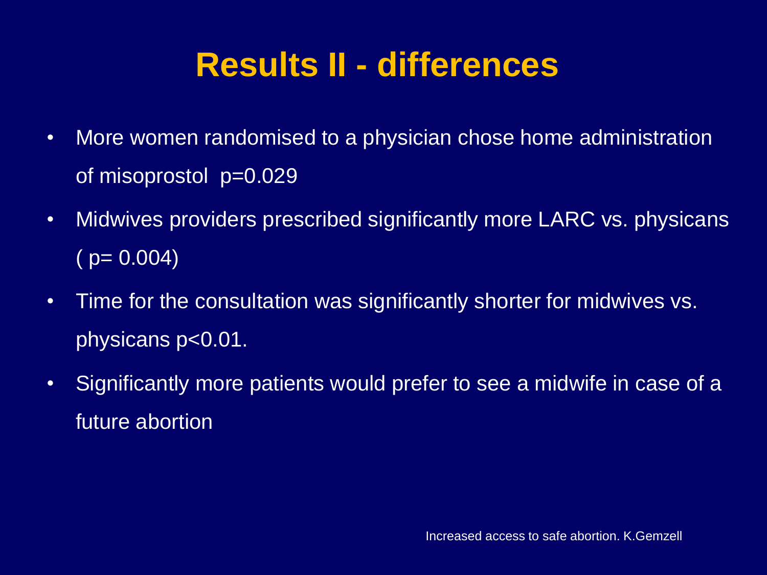# Results II - differences

- More women randomised to a physician chose home administration of misoprostol $p=0.029$
- Midwives providers prescribed significantly more LARC vs. physicans ( $p= 0.004$)
- Time for the consultation was significantly shorter for midwives vs. physicans $p<0.01$.
- Significantly more patients would prefer to see a midwife in case of a future abortion

Increased access to safe abortion. K.Gemzell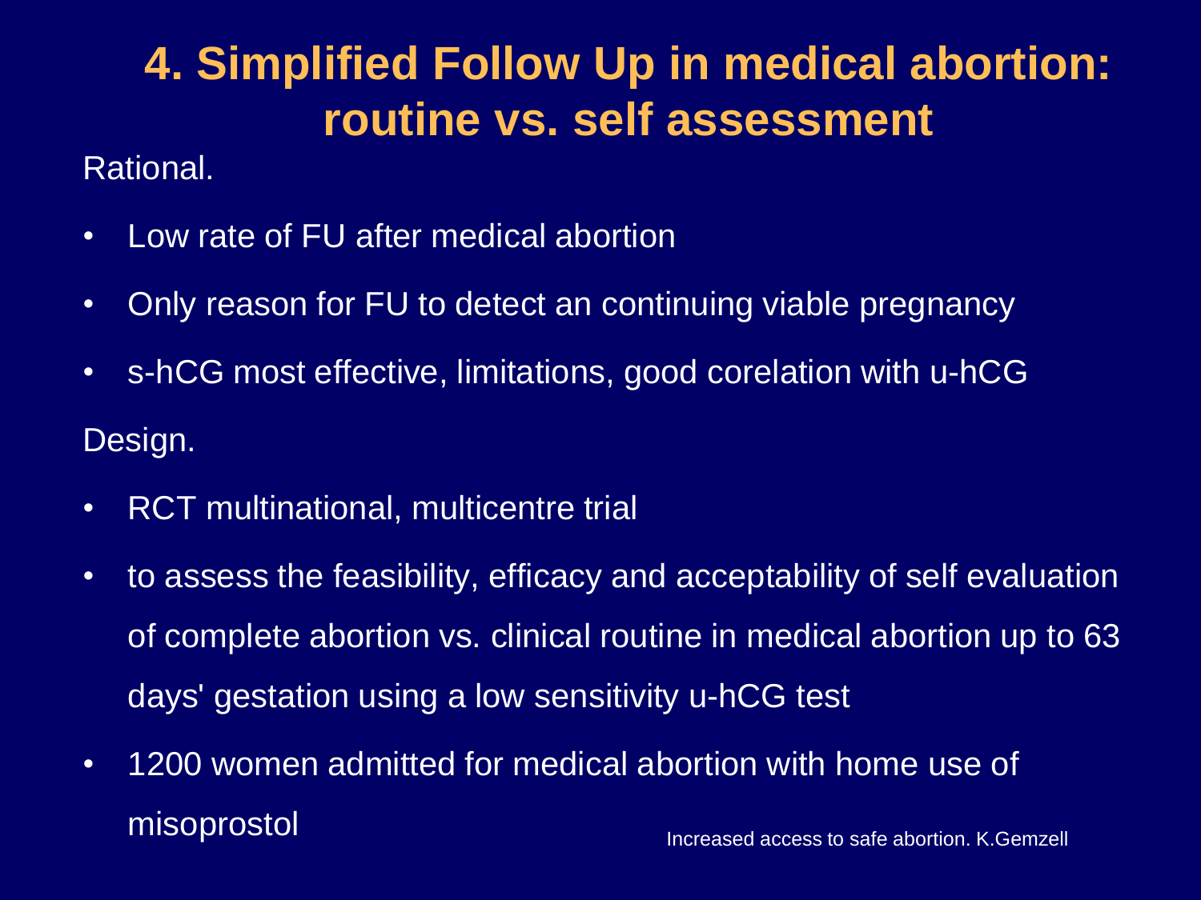# 4. Simplified Follow Up in medical abortion: routine vs. self assessment

Rational.

- Low rate of FU after medical abortion
- Only reason for FU to detect an continuing viable pregnancy
- s-hCG most effective, limitations, good corelation with u-hCG

Design.

- RCT multinational, multicentre trial
- to assess the feasibility, efficacy and acceptability of self evaluation of complete abortion vs. clinical routine in medical abortion up to 63 days' gestation using a low sensitivity u-hCG test
- 1200 women admitted for medical abortion with home use of misoprostol

Increased access to safe abortion. K.Gemzell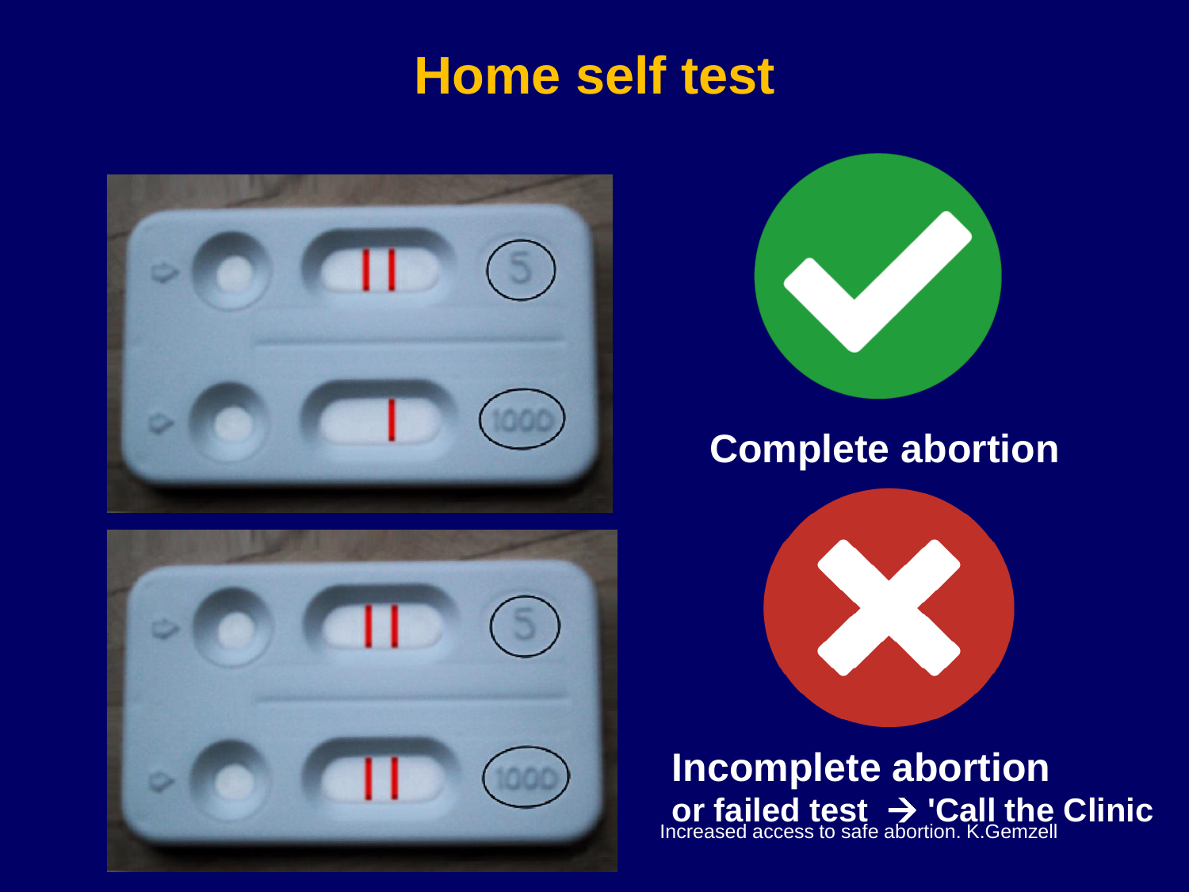# Home self test

Complete abortion

Incomplete abortion
or failed test → 'Call the Clinic

Increased access to safe abortion. K.Gemzell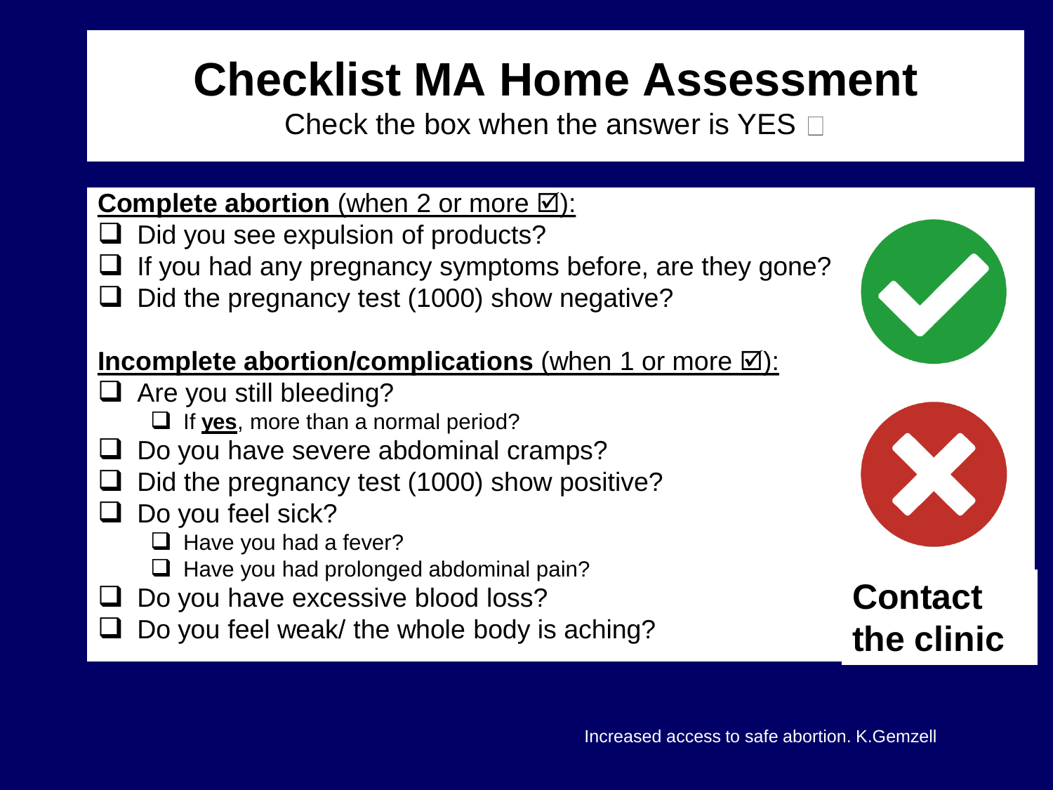# Checklist MA Home Assessment

Check the box when the answer is YES ☐

**Complete abortion** (when 2 or more ☑):

- ☐ Did you see expulsion of products?
- ☐ If you had any pregnancy symptoms before, are they gone?
- ☐ Did the pregnancy test (1000) show negative?

**Incomplete abortion/complications** (when 1 or more ☑):

- ☐ Are you still bleeding?
  - ☐ If **yes**, more than a normal period?
- ☐ Do you have severe abdominal cramps?
- ☐ Did the pregnancy test (1000) show positive?
- ☐ Do you feel sick?
  - ☐ Have you had a fever?
  - ☐ Have you had prolonged abdominal pain?
- ☐ Do you have excessive blood loss?
- ☐ Do you feel weak/ the whole body is aching?

**Contact the clinic**

Increased access to safe abortion. K.Gemzell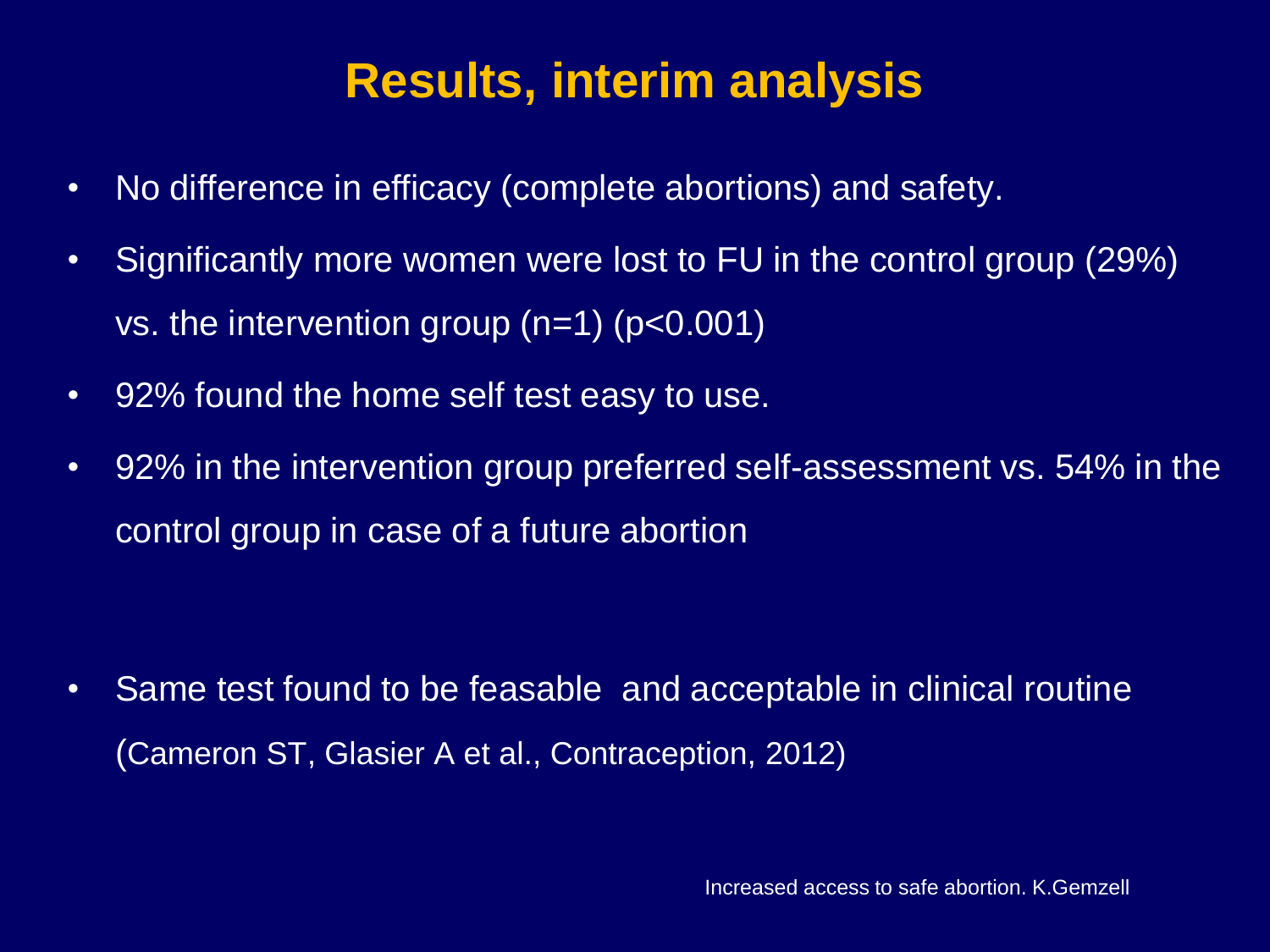# Results, interim analysis

- No difference in efficacy (complete abortions) and safety.
- Significantly more women were lost to FU in the control group (29%) vs. the intervention group (n=1) ($p<0.001$)
- 92% found the home self test easy to use.
- 92% in the intervention group preferred self-assessment vs. 54% in the control group in case of a future abortion

- Same test found to be feasable and acceptable in clinical routine (Cameron ST, Glasier A et al., Contraception, 2012)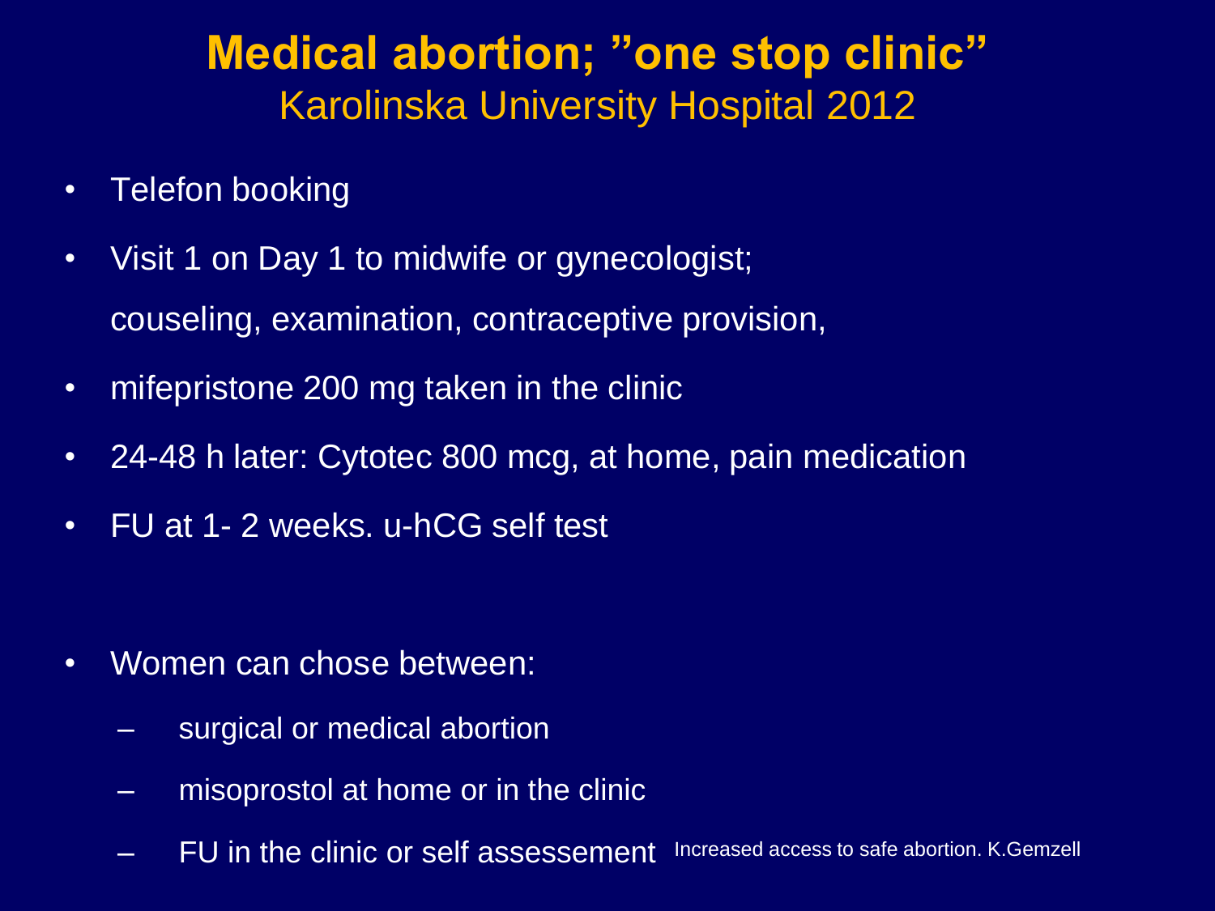# Medical abortion; ”one stop clinic”

## Karolinska University Hospital 2012

- Telefon booking
- Visit 1 on Day 1 to midwife or gynecologist;
  couseling, examination, contraceptive provision,
- mifepristone 200 mg taken in the clinic
- 24-48 h later: Cytotec 800 mcg, at home, pain medication
- FU at 1- 2 weeks. u-hCG self test

- Women can chose between:
  - surgical or medical abortion
  - misoprostol at home or in the clinic
  - FU in the clinic or self assessement

Increased access to safe abortion. K.Gemzell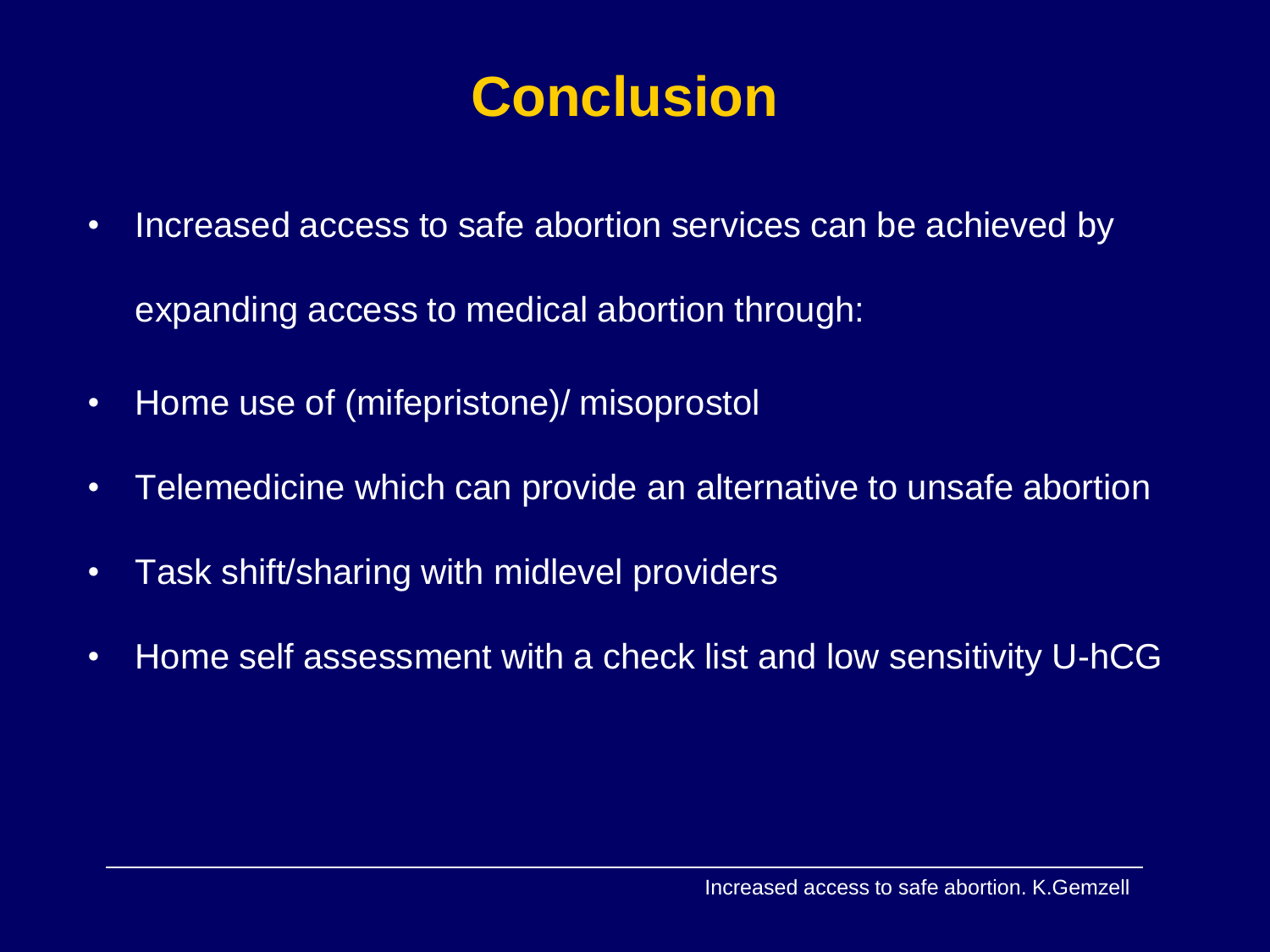# Conclusion

- Increased access to safe abortion services can be achieved by expanding access to medical abortion through:
- Home use of (mifepristone)/ misoprostol
- Telemedicine which can provide an alternative to unsafe abortion
- Task shift/sharing with midlevel providers
- Home self assessment with a check list and low sensitivity U-hCG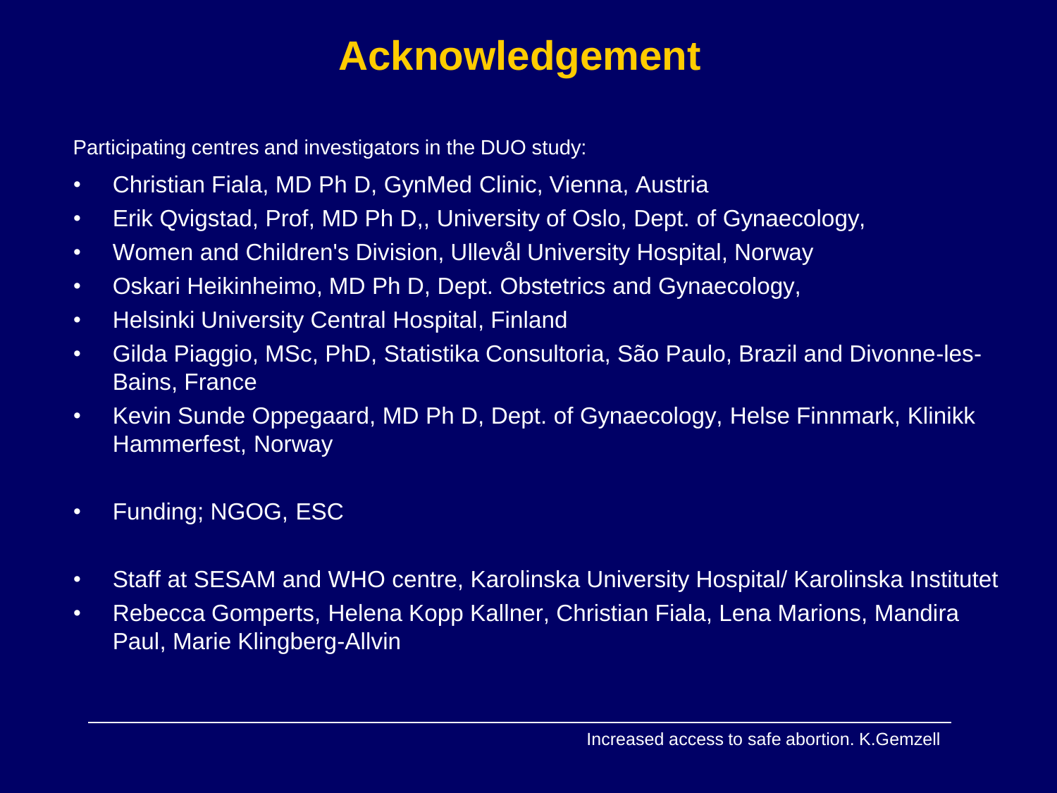# Acknowledgement

Participating centres and investigators in the DUO study:

- Christian Fiala, MD Ph D, GynMed Clinic, Vienna, Austria
- Erik Qvigstad, Prof, MD Ph D,, University of Oslo, Dept. of Gynaecology,
- Women and Children's Division, Ullevål University Hospital, Norway
- Oskari Heikinheimo, MD Ph D, Dept. Obstetrics and Gynaecology,
- Helsinki University Central Hospital, Finland
- Gilda Piaggio, MSc, PhD, Statistika Consultoria, São Paulo, Brazil and Divonne-les-Bains, France
- Kevin Sunde Oppegaard, MD Ph D, Dept. of Gynaecology, Helse Finnmark, Klinikk Hammerfest, Norway

- Funding; NGOG, ESC

- Staff at SESAM and WHO centre, Karolinska University Hospital/ Karolinska Institutet
- Rebecca Gomperts, Helena Kopp Kallner, Christian Fiala, Lena Marions, Mandira Paul, Marie Klingberg-Allvin